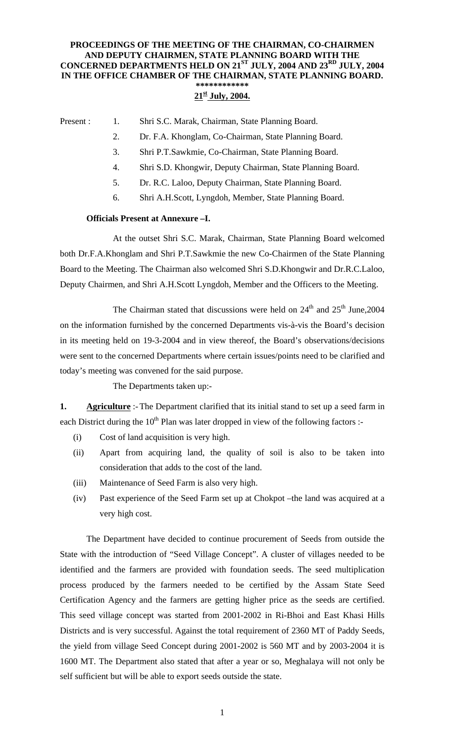# PROCEEDINGS OF THE MEETING OF THE CHAIRMAN, CO-CHAIRMEN AND DEPUTY CHAIRMEN, STATE PLANNING BOARD WITH THE CONCERNED DEPARTMENTS HELD ON 21ST JULY, 2004 AND 23RD JULY, 2004 IN THE OFFICE CHAMBER OF THE CHAIRMAN, STATE PLANNING BOARD.

\*\*\*\*\*\*\*\*\*\*\*\*

## 21st July, 2004.

Present :

1. Shri S.C. Marak, Chairman, State Planning Board.
2. Dr. F.A. Khonglam, Co-Chairman, State Planning Board.
3. Shri P.T.Sawkmie, Co-Chairman, State Planning Board.
4. Shri S.D. Khongwir, Deputy Chairman, State Planning Board.
5. Dr. R.C. Laloo, Deputy Chairman, State Planning Board.
6. Shri A.H.Scott, Lyngdoh, Member, State Planning Board.

**Officials Present at Annexure –I.**

At the outset Shri S.C. Marak, Chairman, State Planning Board welcomed both Dr.F.A.Khonglam and Shri P.T.Sawkmie the new Co-Chairmen of the State Planning Board to the Meeting. The Chairman also welcomed Shri S.D.Khongwir and Dr.R.C.Laloo, Deputy Chairmen, and Shri A.H.Scott Lyngdoh, Member and the Officers to the Meeting.

The Chairman stated that discussions were held on 24th and 25th June,2004 on the information furnished by the concerned Departments vis-à-vis the Board's decision in its meeting held on 19-3-2004 and in view thereof, the Board's observations/decisions were sent to the concerned Departments where certain issues/points need to be clarified and today's meeting was convened for the said purpose.

The Departments taken up:-

**1. Agriculture** :- The Department clarified that its initial stand to set up a seed farm in each District during the 10th Plan was later dropped in view of the following factors :-

(i) Cost of land acquisition is very high.

(ii) Apart from acquiring land, the quality of soil is also to be taken into consideration that adds to the cost of the land.

(iii) Maintenance of Seed Farm is also very high.

(iv) Past experience of the Seed Farm set up at Chokpot –the land was acquired at a very high cost.

The Department have decided to continue procurement of Seeds from outside the State with the introduction of "Seed Village Concept". A cluster of villages needed to be identified and the farmers are provided with foundation seeds. The seed multiplication process produced by the farmers needed to be certified by the Assam State Seed Certification Agency and the farmers are getting higher price as the seeds are certified. This seed village concept was started from 2001-2002 in Ri-Bhoi and East Khasi Hills Districts and is very successful. Against the total requirement of 2360 MT of Paddy Seeds, the yield from village Seed Concept during 2001-2002 is 560 MT and by 2003-2004 it is 1600 MT. The Department also stated that after a year or so, Meghalaya will not only be self sufficient but will be able to export seeds outside the state.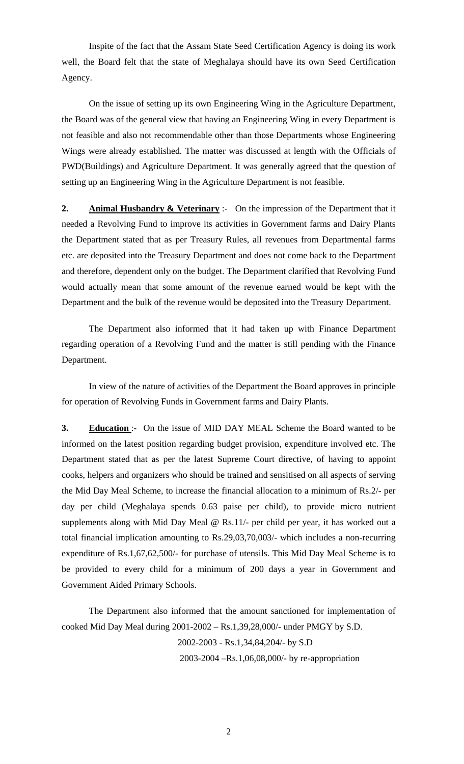Inspite of the fact that the Assam State Seed Certification Agency is doing its work well, the Board felt that the state of Meghalaya should have its own Seed Certification Agency.

On the issue of setting up its own Engineering Wing in the Agriculture Department, the Board was of the general view that having an Engineering Wing in every Department is not feasible and also not recommendable other than those Departments whose Engineering Wings were already established. The matter was discussed at length with the Officials of PWD(Buildings) and Agriculture Department. It was generally agreed that the question of setting up an Engineering Wing in the Agriculture Department is not feasible.

**2. Animal Husbandry & Veterinary** :- On the impression of the Department that it needed a Revolving Fund to improve its activities in Government farms and Dairy Plants the Department stated that as per Treasury Rules, all revenues from Departmental farms etc. are deposited into the Treasury Department and does not come back to the Department and therefore, dependent only on the budget. The Department clarified that Revolving Fund would actually mean that some amount of the revenue earned would be kept with the Department and the bulk of the revenue would be deposited into the Treasury Department.

The Department also informed that it had taken up with Finance Department regarding operation of a Revolving Fund and the matter is still pending with the Finance Department.

In view of the nature of activities of the Department the Board approves in principle for operation of Revolving Funds in Government farms and Dairy Plants.

**3. Education** :- On the issue of MID DAY MEAL Scheme the Board wanted to be informed on the latest position regarding budget provision, expenditure involved etc. The Department stated that as per the latest Supreme Court directive, of having to appoint cooks, helpers and organizers who should be trained and sensitised on all aspects of serving the Mid Day Meal Scheme, to increase the financial allocation to a minimum of Rs.2/- per day per child (Meghalaya spends 0.63 paise per child), to provide micro nutrient supplements along with Mid Day Meal @ Rs.11/- per child per year, it has worked out a total financial implication amounting to Rs.29,03,70,003/- which includes a non-recurring expenditure of Rs.1,67,62,500/- for purchase of utensils. This Mid Day Meal Scheme is to be provided to every child for a minimum of 200 days a year in Government and Government Aided Primary Schools.

The Department also informed that the amount sanctioned for implementation of cooked Mid Day Meal during 2001-2002 – Rs.1,39,28,000/- under PMGY by S.D.

2002-2003 - Rs.1,34,84,204/- by S.D

2003-2004 –Rs.1,06,08,000/- by re-appropriation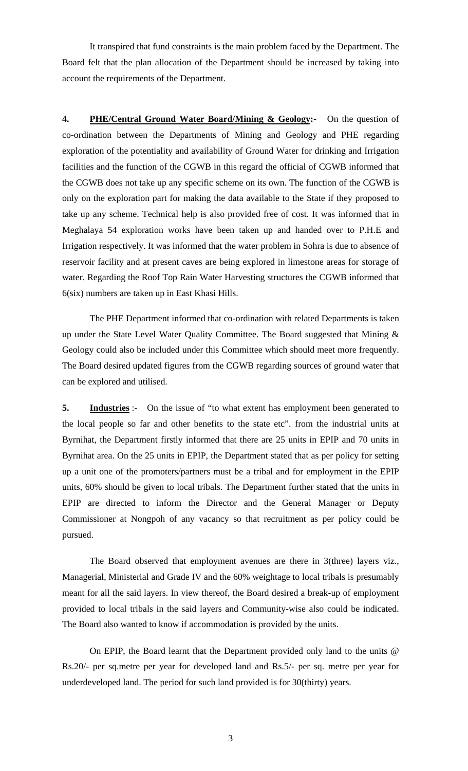It transpired that fund constraints is the main problem faced by the Department. The Board felt that the plan allocation of the Department should be increased by taking into account the requirements of the Department.

**4. PHE/Central Ground Water Board/Mining & Geology:-** On the question of co-ordination between the Departments of Mining and Geology and PHE regarding exploration of the potentiality and availability of Ground Water for drinking and Irrigation facilities and the function of the CGWB in this regard the official of CGWB informed that the CGWB does not take up any specific scheme on its own. The function of the CGWB is only on the exploration part for making the data available to the State if they proposed to take up any scheme. Technical help is also provided free of cost. It was informed that in Meghalaya 54 exploration works have been taken up and handed over to P.H.E and Irrigation respectively. It was informed that the water problem in Sohra is due to absence of reservoir facility and at present caves are being explored in limestone areas for storage of water. Regarding the Roof Top Rain Water Harvesting structures the CGWB informed that 6(six) numbers are taken up in East Khasi Hills.

The PHE Department informed that co-ordination with related Departments is taken up under the State Level Water Quality Committee. The Board suggested that Mining & Geology could also be included under this Committee which should meet more frequently. The Board desired updated figures from the CGWB regarding sources of ground water that can be explored and utilised.

**5. Industries** :- On the issue of "to what extent has employment been generated to the local people so far and other benefits to the state etc". from the industrial units at Byrnihat, the Department firstly informed that there are 25 units in EPIP and 70 units in Byrnihat area. On the 25 units in EPIP, the Department stated that as per policy for setting up a unit one of the promoters/partners must be a tribal and for employment in the EPIP units, 60% should be given to local tribals. The Department further stated that the units in EPIP are directed to inform the Director and the General Manager or Deputy Commissioner at Nongpoh of any vacancy so that recruitment as per policy could be pursued.

The Board observed that employment avenues are there in 3(three) layers viz., Managerial, Ministerial and Grade IV and the 60% weightage to local tribals is presumably meant for all the said layers. In view thereof, the Board desired a break-up of employment provided to local tribals in the said layers and Community-wise also could be indicated. The Board also wanted to know if accommodation is provided by the units.

On EPIP, the Board learnt that the Department provided only land to the units @ Rs.20/- per sq.metre per year for developed land and Rs.5/- per sq. metre per year for underdeveloped land. The period for such land provided is for 30(thirty) years.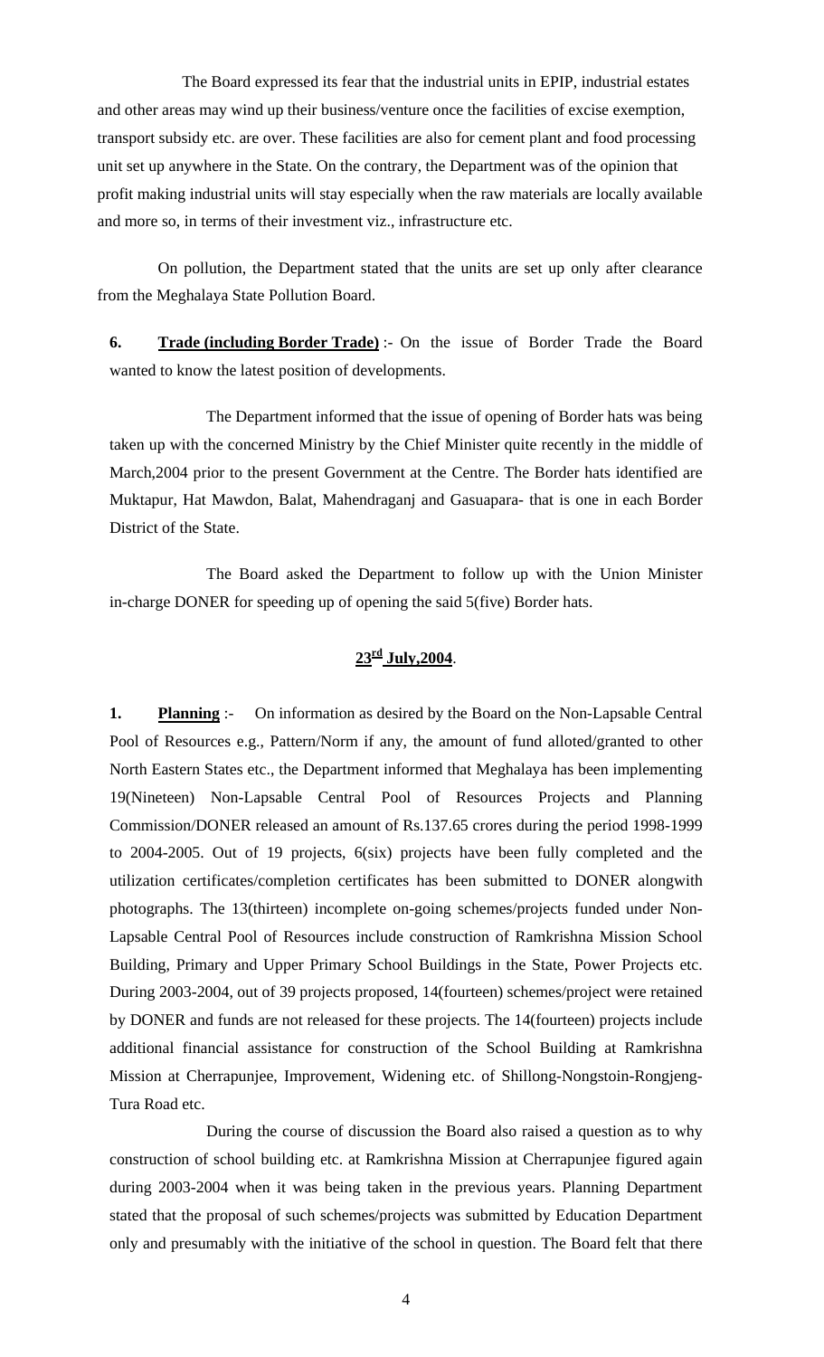The Board expressed its fear that the industrial units in EPIP, industrial estates and other areas may wind up their business/venture once the facilities of excise exemption, transport subsidy etc. are over. These facilities are also for cement plant and food processing unit set up anywhere in the State. On the contrary, the Department was of the opinion that profit making industrial units will stay especially when the raw materials are locally available and more so, in terms of their investment viz., infrastructure etc.

On pollution, the Department stated that the units are set up only after clearance from the Meghalaya State Pollution Board.

**6. <u>Trade (including Border Trade)</u>** :- On the issue of Border Trade the Board wanted to know the latest position of developments.

The Department informed that the issue of opening of Border hats was being taken up with the concerned Ministry by the Chief Minister quite recently in the middle of March,2004 prior to the present Government at the Centre. The Border hats identified are Muktapur, Hat Mawdon, Balat, Mahendraganj and Gasuapara- that is one in each Border District of the State.

The Board asked the Department to follow up with the Union Minister in-charge DONER for speeding up of opening the said 5(five) Border hats.

**<u>23rd July,2004</u>**.

**1. <u>Planning</u>** :- On information as desired by the Board on the Non-Lapsable Central Pool of Resources e.g., Pattern/Norm if any, the amount of fund alloted/granted to other North Eastern States etc., the Department informed that Meghalaya has been implementing 19(Nineteen) Non-Lapsable Central Pool of Resources Projects and Planning Commission/DONER released an amount of Rs.137.65 crores during the period 1998-1999 to 2004-2005. Out of 19 projects, 6(six) projects have been fully completed and the utilization certificates/completion certificates has been submitted to DONER alongwith photographs. The 13(thirteen) incomplete on-going schemes/projects funded under Non-Lapsable Central Pool of Resources include construction of Ramkrishna Mission School Building, Primary and Upper Primary School Buildings in the State, Power Projects etc. During 2003-2004, out of 39 projects proposed, 14(fourteen) schemes/project were retained by DONER and funds are not released for these projects. The 14(fourteen) projects include additional financial assistance for construction of the School Building at Ramkrishna Mission at Cherrapunjee, Improvement, Widening etc. of Shillong-Nongstoin-Rongjeng-Tura Road etc.

During the course of discussion the Board also raised a question as to why construction of school building etc. at Ramkrishna Mission at Cherrapunjee figured again during 2003-2004 when it was being taken in the previous years. Planning Department stated that the proposal of such schemes/projects was submitted by Education Department only and presumably with the initiative of the school in question. The Board felt that there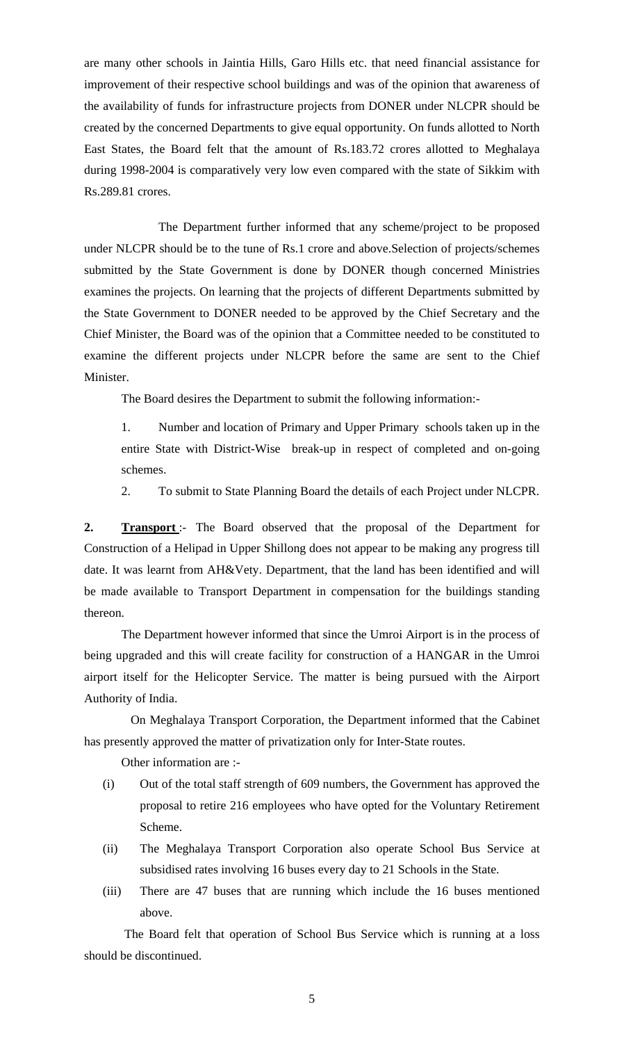are many other schools in Jaintia Hills, Garo Hills etc. that need financial assistance for improvement of their respective school buildings and was of the opinion that awareness of the availability of funds for infrastructure projects from DONER under NLCPR should be created by the concerned Departments to give equal opportunity. On funds allotted to North East States, the Board felt that the amount of Rs.183.72 crores allotted to Meghalaya during 1998-2004 is comparatively very low even compared with the state of Sikkim with Rs.289.81 crores.

The Department further informed that any scheme/project to be proposed under NLCPR should be to the tune of Rs.1 crore and above.Selection of projects/schemes submitted by the State Government is done by DONER though concerned Ministries examines the projects. On learning that the projects of different Departments submitted by the State Government to DONER needed to be approved by the Chief Secretary and the Chief Minister, the Board was of the opinion that a Committee needed to be constituted to examine the different projects under NLCPR before the same are sent to the Chief Minister.

The Board desires the Department to submit the following information:-

1. Number and location of Primary and Upper Primary schools taken up in the entire State with District-Wise break-up in respect of completed and on-going schemes.
2. To submit to State Planning Board the details of each Project under NLCPR.

**2. Transport** :- The Board observed that the proposal of the Department for Construction of a Helipad in Upper Shillong does not appear to be making any progress till date. It was learnt from AH&Vety. Department, that the land has been identified and will be made available to Transport Department in compensation for the buildings standing thereon.

The Department however informed that since the Umroi Airport is in the process of being upgraded and this will create facility for construction of a HANGAR in the Umroi airport itself for the Helicopter Service. The matter is being pursued with the Airport Authority of India.

On Meghalaya Transport Corporation, the Department informed that the Cabinet has presently approved the matter of privatization only for Inter-State routes.

Other information are :-

(i) Out of the total staff strength of 609 numbers, the Government has approved the proposal to retire 216 employees who have opted for the Voluntary Retirement Scheme.

(ii) The Meghalaya Transport Corporation also operate School Bus Service at subsidised rates involving 16 buses every day to 21 Schools in the State.

(iii) There are 47 buses that are running which include the 16 buses mentioned above.

The Board felt that operation of School Bus Service which is running at a loss should be discontinued.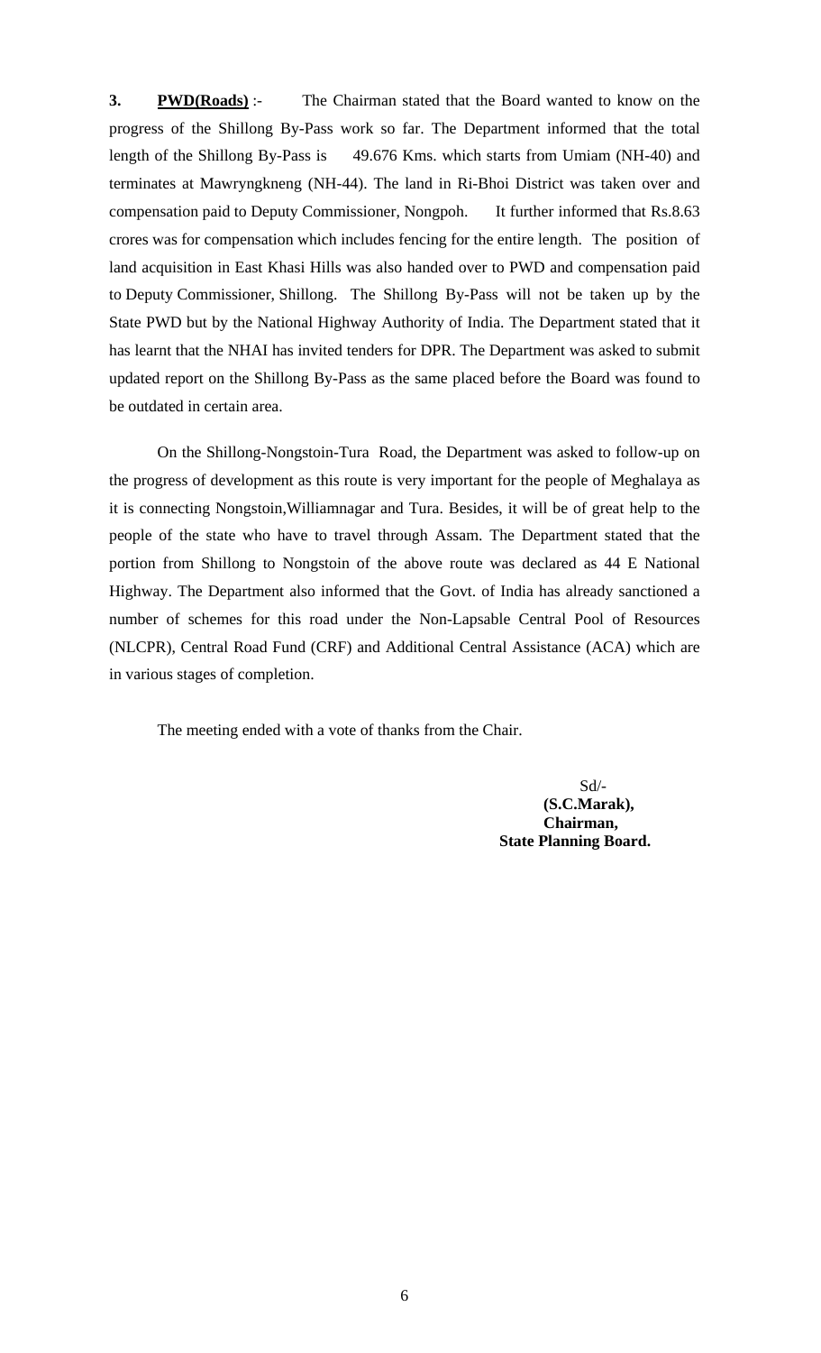**3.** **PWD(Roads)** :- The Chairman stated that the Board wanted to know on the progress of the Shillong By-Pass work so far. The Department informed that the total length of the Shillong By-Pass is 49.676 Kms. which starts from Umiam (NH-40) and terminates at Mawryngkneng (NH-44). The land in Ri-Bhoi District was taken over and compensation paid to Deputy Commissioner, Nongpoh. It further informed that Rs.8.63 crores was for compensation which includes fencing for the entire length. The position of land acquisition in East Khasi Hills was also handed over to PWD and compensation paid to Deputy Commissioner, Shillong. The Shillong By-Pass will not be taken up by the State PWD but by the National Highway Authority of India. The Department stated that it has learnt that the NHAI has invited tenders for DPR. The Department was asked to submit updated report on the Shillong By-Pass as the same placed before the Board was found to be outdated in certain area.

On the Shillong-Nongstoin-Tura Road, the Department was asked to follow-up on the progress of development as this route is very important for the people of Meghalaya as it is connecting Nongstoin,Williamnagar and Tura. Besides, it will be of great help to the people of the state who have to travel through Assam. The Department stated that the portion from Shillong to Nongstoin of the above route was declared as 44 E National Highway. The Department also informed that the Govt. of India has already sanctioned a number of schemes for this road under the Non-Lapsable Central Pool of Resources (NLCPR), Central Road Fund (CRF) and Additional Central Assistance (ACA) which are in various stages of completion.

The meeting ended with a vote of thanks from the Chair.

Sd/-
**(S.C.Marak),**
**Chairman,**
**State Planning Board.**